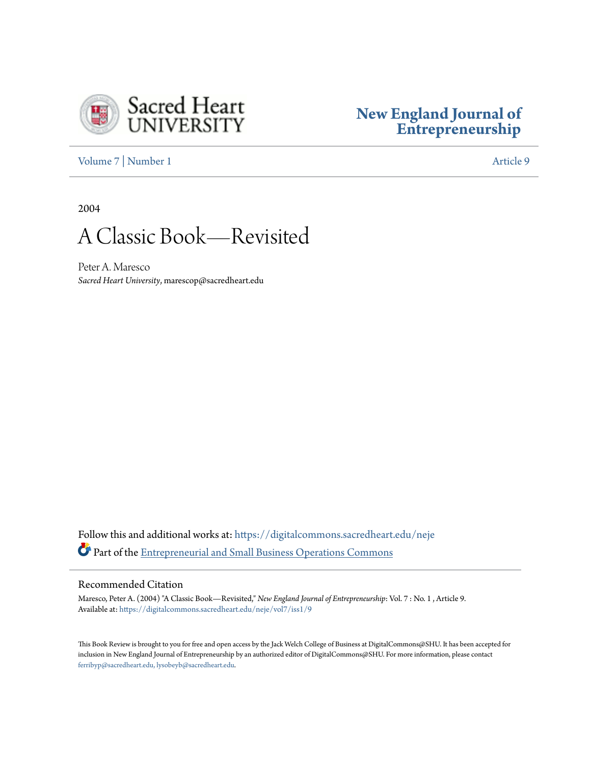Sacred Heart UNIVERSITY

**New England Journal of Entrepreneurship**

Volume 7 | Number 1 Article 9

2004

# A Classic Book—Revisited

Peter A. Maresco
*Sacred Heart University*, marescop@sacredheart.edu

Follow this and additional works at: https://digitalcommons.sacredheart.edu/neje

Part of the Entrepreneurial and Small Business Operations Commons

## Recommended Citation

Maresco, Peter A. (2004) "A Classic Book—Revisited," *New England Journal of Entrepreneurship*: Vol. 7 : No. 1 , Article 9.
Available at: https://digitalcommons.sacredheart.edu/neje/vol7/iss1/9

This Book Review is brought to you for free and open access by the Jack Welch College of Business at DigitalCommons@SHU. It has been accepted for inclusion in New England Journal of Entrepreneurship by an authorized editor of DigitalCommons@SHU. For more information, please contact ferribyp@sacredheart.edu, lysobeyb@sacredheart.edu.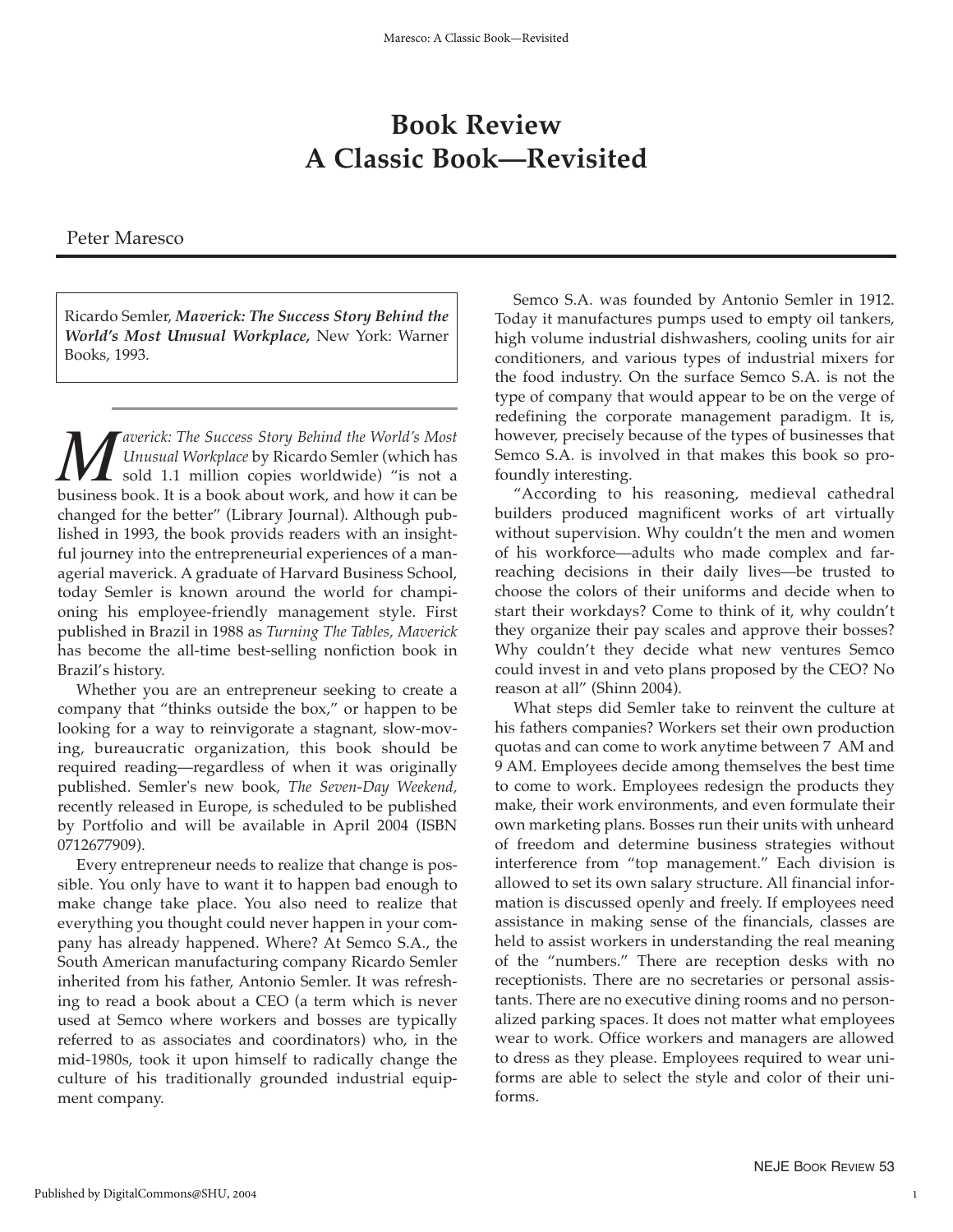# Book Review
# A Classic Book—Revisited

Peter Maresco

Ricardo Semler, ***Maverick: The Success Story Behind the World's Most Unusual Workplace,*** New York: Warner Books, 1993.

*Maverick: The Success Story Behind the World's Most Unusual Workplace* by Ricardo Semler (which has sold 1.1 million copies worldwide) "is not a business book. It is a book about work, and how it can be changed for the better" (Library Journal). Although published in 1993, the book provids readers with an insightful journey into the entrepreneurial experiences of a managerial maverick. A graduate of Harvard Business School, today Semler is known around the world for championing his employee-friendly management style. First published in Brazil in 1988 as *Turning The Tables, Maverick* has become the all-time best-selling nonfiction book in Brazil's history.

Whether you are an entrepreneur seeking to create a company that "thinks outside the box," or happen to be looking for a way to reinvigorate a stagnant, slow-moving, bureaucratic organization, this book should be required reading—regardless of when it was originally published. Semler's new book, *The Seven-Day Weekend,* recently released in Europe, is scheduled to be published by Portfolio and will be available in April 2004 (ISBN 0712677909).

Every entrepreneur needs to realize that change is possible. You only have to want it to happen bad enough to make change take place. You also need to realize that everything you thought could never happen in your company has already happened. Where? At Semco S.A., the South American manufacturing company Ricardo Semler inherited from his father, Antonio Semler. It was refreshing to read a book about a CEO (a term which is never used at Semco where workers and bosses are typically referred to as associates and coordinators) who, in the mid-1980s, took it upon himself to radically change the culture of his traditionally grounded industrial equipment company.

Semco S.A. was founded by Antonio Semler in 1912. Today it manufactures pumps used to empty oil tankers, high volume industrial dishwashers, cooling units for air conditioners, and various types of industrial mixers for the food industry. On the surface Semco S.A. is not the type of company that would appear to be on the verge of redefining the corporate management paradigm. It is, however, precisely because of the types of businesses that Semco S.A. is involved in that makes this book so profoundly interesting.

"According to his reasoning, medieval cathedral builders produced magnificent works of art virtually without supervision. Why couldn't the men and women of his workforce—adults who made complex and far-reaching decisions in their daily lives—be trusted to choose the colors of their uniforms and decide when to start their workdays? Come to think of it, why couldn't they organize their pay scales and approve their bosses? Why couldn't they decide what new ventures Semco could invest in and veto plans proposed by the CEO? No reason at all" (Shinn 2004).

What steps did Semler take to reinvent the culture at his fathers companies? Workers set their own production quotas and can come to work anytime between 7 AM and 9 AM. Employees decide among themselves the best time to come to work. Employees redesign the products they make, their work environments, and even formulate their own marketing plans. Bosses run their units with unheard of freedom and determine business strategies without interference from "top management." Each division is allowed to set its own salary structure. All financial information is discussed openly and freely. If employees need assistance in making sense of the financials, classes are held to assist workers in understanding the real meaning of the "numbers." There are reception desks with no receptionists. There are no secretaries or personal assistants. There are no executive dining rooms and no personalized parking spaces. It does not matter what employees wear to work. Office workers and managers are allowed to dress as they please. Employees required to wear uniforms are able to select the style and color of their uniforms.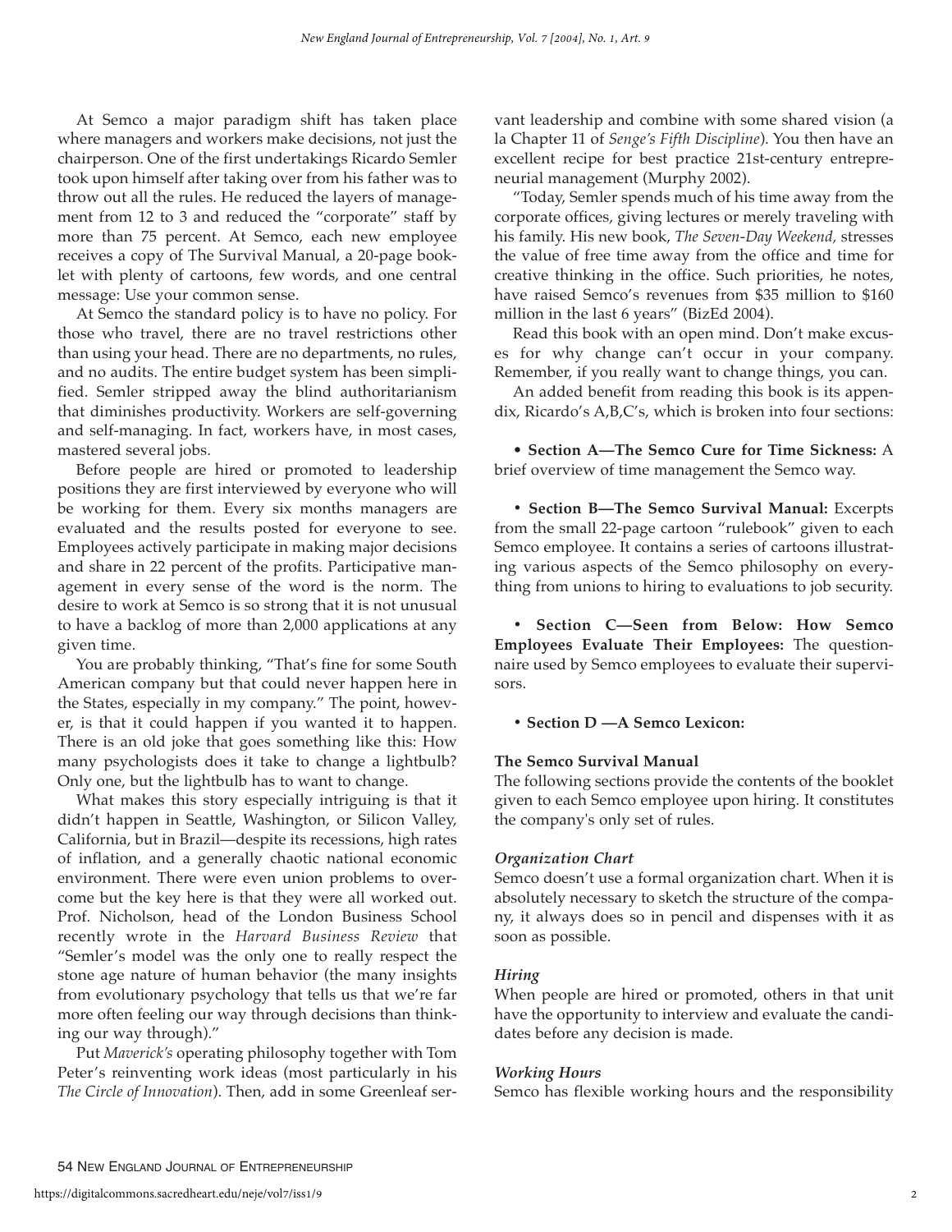At Semco a major paradigm shift has taken place where managers and workers make decisions, not just the chairperson. One of the first undertakings Ricardo Semler took upon himself after taking over from his father was to throw out all the rules. He reduced the layers of management from 12 to 3 and reduced the "corporate" staff by more than 75 percent. At Semco, each new employee receives a copy of The Survival Manual, a 20-page booklet with plenty of cartoons, few words, and one central message: Use your common sense.

At Semco the standard policy is to have no policy. For those who travel, there are no travel restrictions other than using your head. There are no departments, no rules, and no audits. The entire budget system has been simplified. Semler stripped away the blind authoritarianism that diminishes productivity. Workers are self-governing and self-managing. In fact, workers have, in most cases, mastered several jobs.

Before people are hired or promoted to leadership positions they are first interviewed by everyone who will be working for them. Every six months managers are evaluated and the results posted for everyone to see. Employees actively participate in making major decisions and share in 22 percent of the profits. Participative management in every sense of the word is the norm. The desire to work at Semco is so strong that it is not unusual to have a backlog of more than 2,000 applications at any given time.

You are probably thinking, "That's fine for some South American company but that could never happen here in the States, especially in my company." The point, however, is that it could happen if you wanted it to happen. There is an old joke that goes something like this: How many psychologists does it take to change a lightbulb? Only one, but the lightbulb has to want to change.

What makes this story especially intriguing is that it didn't happen in Seattle, Washington, or Silicon Valley, California, but in Brazil—despite its recessions, high rates of inflation, and a generally chaotic national economic environment. There were even union problems to overcome but the key here is that they were all worked out. Prof. Nicholson, head of the London Business School recently wrote in the *Harvard Business Review* that "Semler's model was the only one to really respect the stone age nature of human behavior (the many insights from evolutionary psychology that tells us that we're far more often feeling our way through decisions than thinking our way through)."

Put *Maverick's* operating philosophy together with Tom Peter's reinventing work ideas (most particularly in his *The Circle of Innovation*). Then, add in some Greenleaf servant leadership and combine with some shared vision (a la Chapter 11 of *Senge's Fifth Discipline*). You then have an excellent recipe for best practice 21st-century entrepreneurial management (Murphy 2002).

"Today, Semler spends much of his time away from the corporate offices, giving lectures or merely traveling with his family. His new book, *The Seven-Day Weekend*, stresses the value of free time away from the office and time for creative thinking in the office. Such priorities, he notes, have raised Semco's revenues from $35 million to $160 million in the last 6 years" (BizEd 2004).

Read this book with an open mind. Don't make excuses for why change can't occur in your company. Remember, if you really want to change things, you can.

An added benefit from reading this book is its appendix, Ricardo's A,B,C's, which is broken into four sections:

- **Section A—The Semco Cure for Time Sickness:** A brief overview of time management the Semco way.

- **Section B—The Semco Survival Manual:** Excerpts from the small 22-page cartoon "rulebook" given to each Semco employee. It contains a series of cartoons illustrating various aspects of the Semco philosophy on everything from unions to hiring to evaluations to job security.

- **Section C—Seen from Below: How Semco Employees Evaluate Their Employees:** The questionnaire used by Semco employees to evaluate their supervisors.

- **Section D —A Semco Lexicon:**

**The Semco Survival Manual**

The following sections provide the contents of the booklet given to each Semco employee upon hiring. It constitutes the company's only set of rules.

***Organization Chart***

Semco doesn't use a formal organization chart. When it is absolutely necessary to sketch the structure of the company, it always does so in pencil and dispenses with it as soon as possible.

***Hiring***

When people are hired or promoted, others in that unit have the opportunity to interview and evaluate the candidates before any decision is made.

***Working Hours***

Semco has flexible working hours and the responsibility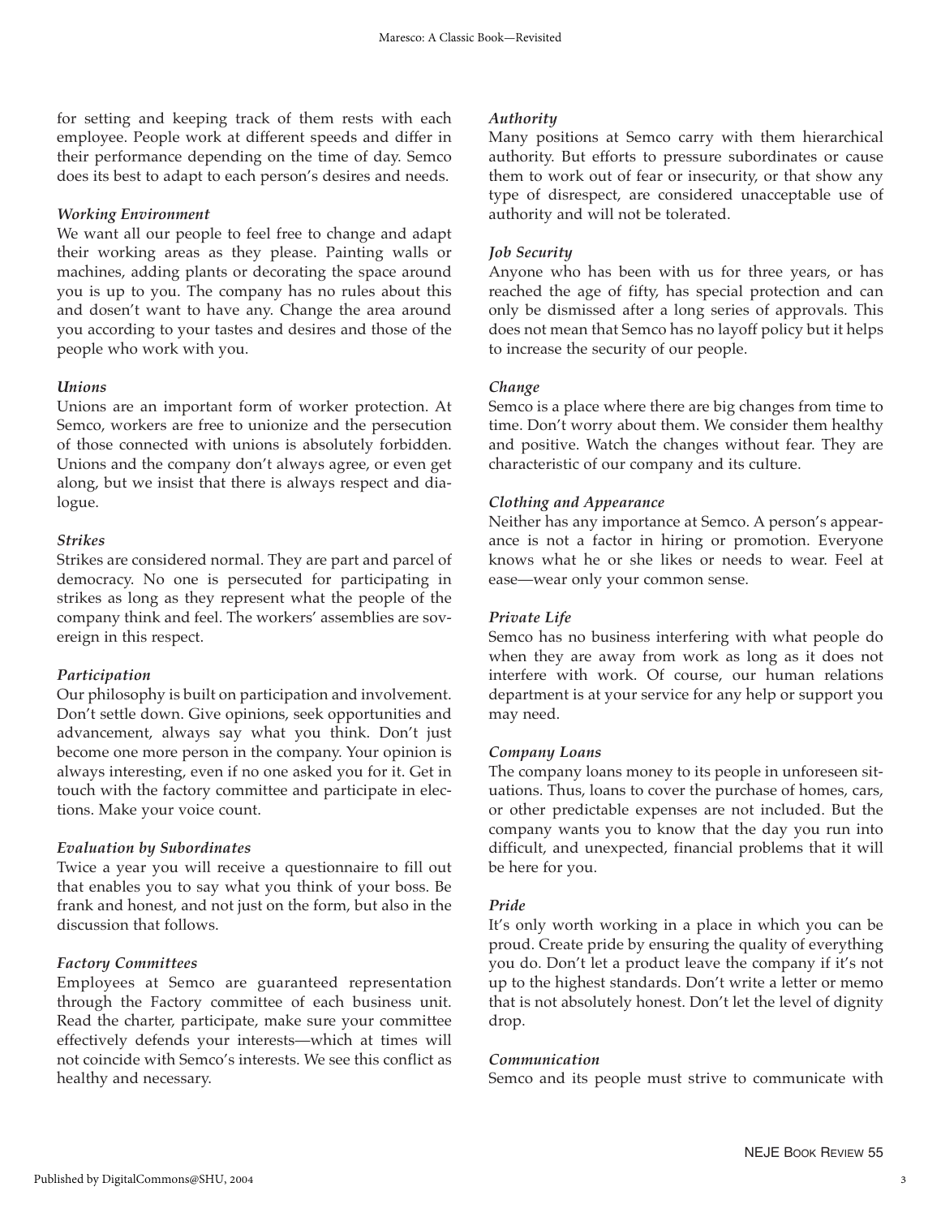for setting and keeping track of them rests with each employee. People work at different speeds and differ in their performance depending on the time of day. Semco does its best to adapt to each person's desires and needs.

***Working Environment***

We want all our people to feel free to change and adapt their working areas as they please. Painting walls or machines, adding plants or decorating the space around you is up to you. The company has no rules about this and dosen't want to have any. Change the area around you according to your tastes and desires and those of the people who work with you.

***Unions***

Unions are an important form of worker protection. At Semco, workers are free to unionize and the persecution of those connected with unions is absolutely forbidden. Unions and the company don't always agree, or even get along, but we insist that there is always respect and dialogue.

***Strikes***

Strikes are considered normal. They are part and parcel of democracy. No one is persecuted for participating in strikes as long as they represent what the people of the company think and feel. The workers' assemblies are sovereign in this respect.

***Participation***

Our philosophy is built on participation and involvement. Don't settle down. Give opinions, seek opportunities and advancement, always say what you think. Don't just become one more person in the company. Your opinion is always interesting, even if no one asked you for it. Get in touch with the factory committee and participate in elections. Make your voice count.

***Evaluation by Subordinates***

Twice a year you will receive a questionnaire to fill out that enables you to say what you think of your boss. Be frank and honest, and not just on the form, but also in the discussion that follows.

***Factory Committees***

Employees at Semco are guaranteed representation through the Factory committee of each business unit. Read the charter, participate, make sure your committee effectively defends your interests—which at times will not coincide with Semco's interests. We see this conflict as healthy and necessary.

***Authority***

Many positions at Semco carry with them hierarchical authority. But efforts to pressure subordinates or cause them to work out of fear or insecurity, or that show any type of disrespect, are considered unacceptable use of authority and will not be tolerated.

***Job Security***

Anyone who has been with us for three years, or has reached the age of fifty, has special protection and can only be dismissed after a long series of approvals. This does not mean that Semco has no layoff policy but it helps to increase the security of our people.

***Change***

Semco is a place where there are big changes from time to time. Don't worry about them. We consider them healthy and positive. Watch the changes without fear. They are characteristic of our company and its culture.

***Clothing and Appearance***

Neither has any importance at Semco. A person's appearance is not a factor in hiring or promotion. Everyone knows what he or she likes or needs to wear. Feel at ease—wear only your common sense.

***Private Life***

Semco has no business interfering with what people do when they are away from work as long as it does not interfere with work. Of course, our human relations department is at your service for any help or support you may need.

***Company Loans***

The company loans money to its people in unforeseen situations. Thus, loans to cover the purchase of homes, cars, or other predictable expenses are not included. But the company wants you to know that the day you run into difficult, and unexpected, financial problems that it will be here for you.

***Pride***

It's only worth working in a place in which you can be proud. Create pride by ensuring the quality of everything you do. Don't let a product leave the company if it's not up to the highest standards. Don't write a letter or memo that is not absolutely honest. Don't let the level of dignity drop.

***Communication***

Semco and its people must strive to communicate with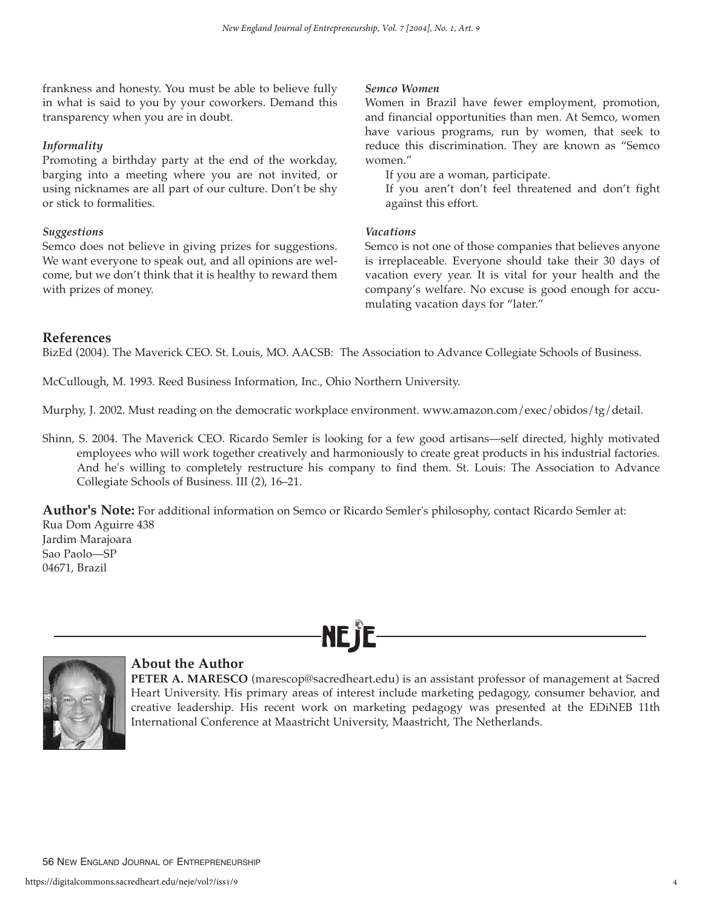frankness and honesty. You must be able to believe fully in what is said to you by your coworkers. Demand this transparency when you are in doubt.

*Informality*
Promoting a birthday party at the end of the workday, barging into a meeting where you are not invited, or using nicknames are all part of our culture. Don't be shy or stick to formalities.

*Suggestions*
Semco does not believe in giving prizes for suggestions. We want everyone to speak out, and all opinions are welcome, but we don't think that it is healthy to reward them with prizes of money.

*Semco Women*
Women in Brazil have fewer employment, promotion, and financial opportunities than men. At Semco, women have various programs, run by women, that seek to reduce this discrimination. They are known as "Semco women."

If you are a woman, participate.

If you aren't don't feel threatened and don't fight against this effort.

*Vacations*
Semco is not one of those companies that believes anyone is irreplaceable. Everyone should take their 30 days of vacation every year. It is vital for your health and the company's welfare. No excuse is good enough for accumulating vacation days for "later."

## References

BizEd (2004). The Maverick CEO. St. Louis, MO. AACSB: The Association to Advance Collegiate Schools of Business.

McCullough, M. 1993. Reed Business Information, Inc., Ohio Northern University.

Murphy, J. 2002. Must reading on the democratic workplace environment. www.amazon.com/exec/obidos/tg/detail.

Shinn, S. 2004. The Maverick CEO. Ricardo Semler is looking for a few good artisans—self directed, highly motivated employees who will work together creatively and harmoniously to create great products in his industrial factories. And he's willing to completely restructure his company to find them. St. Louis: The Association to Advance Collegiate Schools of Business. III (2), 16–21.

**Author's Note:** For additional information on Semco or Ricardo Semler's philosophy, contact Ricardo Semler at:
Rua Dom Aguirre 438
Jardim Marajoara
Sao Paolo—SP
04671, Brazil

## About the Author

**PETER A. MARESCO** (marescop@sacredheart.edu) is an assistant professor of management at Sacred Heart University. His primary areas of interest include marketing pedagogy, consumer behavior, and creative leadership. His recent work on marketing pedagogy was presented at the EDiNEB 11th International Conference at Maastricht University, Maastricht, The Netherlands.